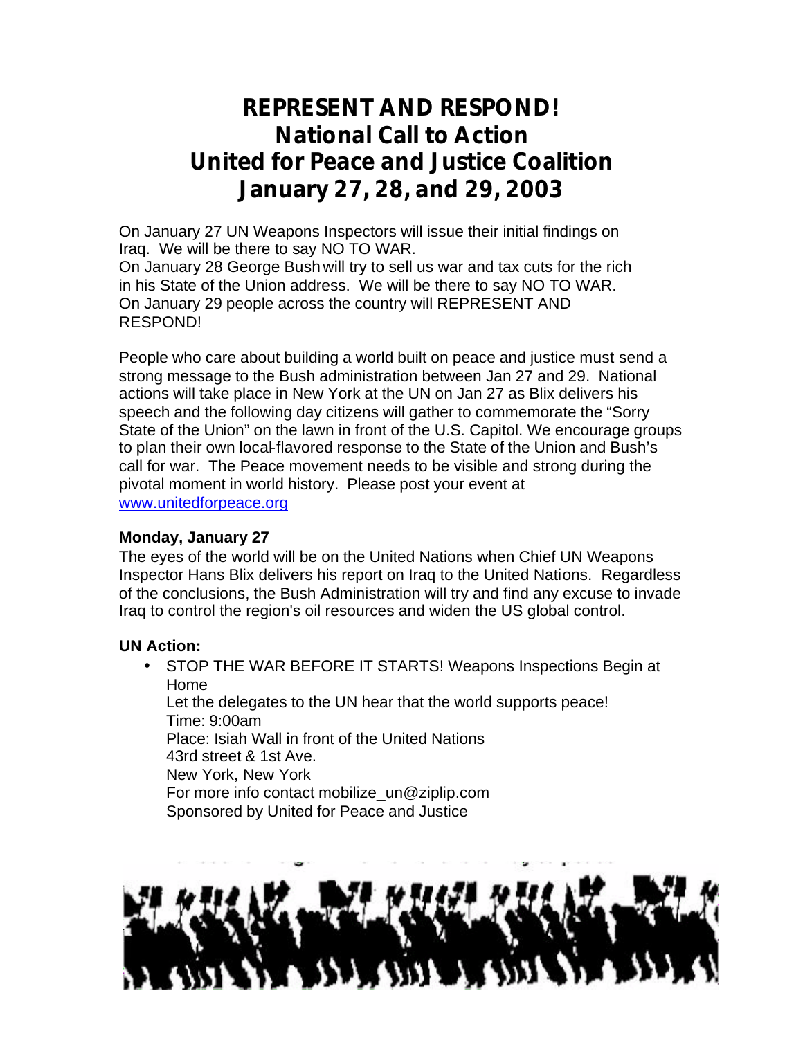# REPRESENT AND RESPOND!
# National Call to Action
# United for Peace and Justice Coalition
# January 27, 28, and 29, 2003

On January 27 UN Weapons Inspectors will issue their initial findings on Iraq. We will be there to say NO TO WAR.
On January 28 George Bush will try to sell us war and tax cuts for the rich in his State of the Union address. We will be there to say NO TO WAR.
On January 29 people across the country will REPRESENT AND RESPOND!

People who care about building a world built on peace and justice must send a strong message to the Bush administration between Jan 27 and 29. National actions will take place in New York at the UN on Jan 27 as Blix delivers his speech and the following day citizens will gather to commemorate the "Sorry State of the Union" on the lawn in front of the U.S. Capitol. We encourage groups to plan their own local-flavored response to the State of the Union and Bush's call for war. The Peace movement needs to be visible and strong during the pivotal moment in world history. Please post your event at [www.unitedforpeace.org](www.unitedforpeace.org)

**Monday, January 27**
The eyes of the world will be on the United Nations when Chief UN Weapons Inspector Hans Blix delivers his report on Iraq to the United Nations. Regardless of the conclusions, the Bush Administration will try and find any excuse to invade Iraq to control the region's oil resources and widen the US global control.

**UN Action:**

- STOP THE WAR BEFORE IT STARTS! Weapons Inspections Begin at Home
  Let the delegates to the UN hear that the world supports peace!
  Time: 9:00am
  Place: Isiah Wall in front of the United Nations
  43rd street & 1st Ave.
  New York, New York
  For more info contact mobilize_un@ziplip.com
  Sponsored by United for Peace and Justice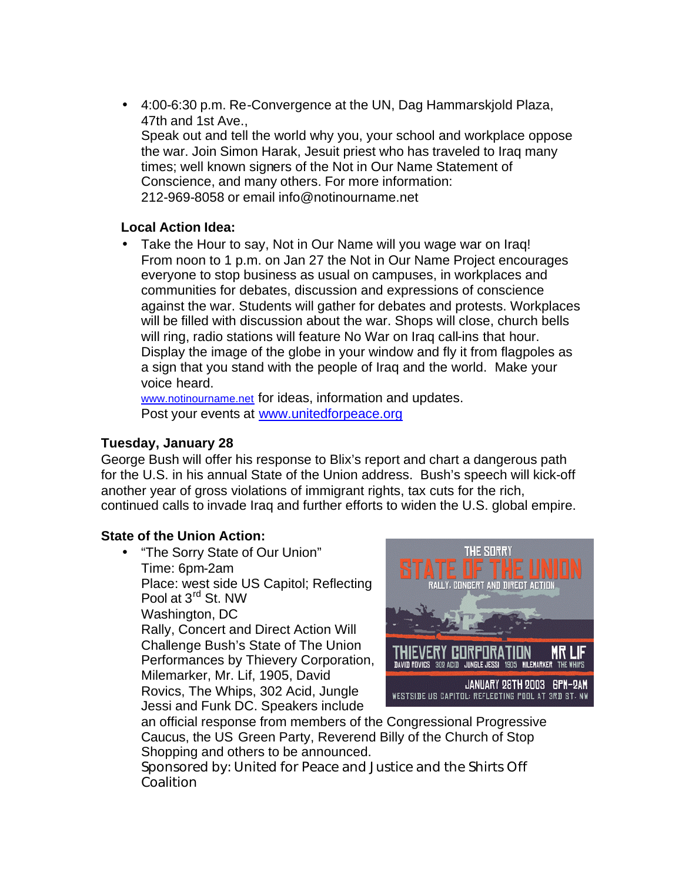- 4:00-6:30 p.m. Re-Convergence at the UN, Dag Hammarskjold Plaza, 47th and 1st Ave.,
  Speak out and tell the world why you, your school and workplace oppose the war. Join Simon Harak, Jesuit priest who has traveled to Iraq many times; well known signers of the Not in Our Name Statement of Conscience, and many others. For more information: 212-969-8058 or email info@notinourname.net

**Local Action Idea:**

- Take the Hour to say, Not in Our Name will you wage war on Iraq! From noon to 1 p.m. on Jan 27 the Not in Our Name Project encourages everyone to stop business as usual on campuses, in workplaces and communities for debates, discussion and expressions of conscience against the war. Students will gather for debates and protests. Workplaces will be filled with discussion about the war. Shops will close, church bells will ring, radio stations will feature No War on Iraq call-ins that hour. Display the image of the globe in your window and fly it from flagpoles as a sign that you stand with the people of Iraq and the world. Make your voice heard.
  www.notinourname.net for ideas, information and updates.
  Post your events at www.unitedforpeace.org

**Tuesday, January 28**

George Bush will offer his response to Blix's report and chart a dangerous path for the U.S. in his annual State of the Union address. Bush's speech will kick-off another year of gross violations of immigrant rights, tax cuts for the rich, continued calls to invade Iraq and further efforts to widen the U.S. global empire.

**State of the Union Action:**

- "The Sorry State of Our Union"
  Time: 6pm-2am
  Place: west side US Capitol; Reflecting Pool at 3rd St. NW
  Washington, DC
  Rally, Concert and Direct Action Will Challenge Bush's State of The Union
  Performances by Thievery Corporation, Milemarker, Mr. Lif, 1905, David Rovics, The Whips, 302 Acid, Jungle Jessi and Funk DC. Speakers include an official response from members of the Congressional Progressive Caucus, the US Green Party, Reverend Billy of the Church of Stop Shopping and others to be announced.
  Sponsored by: United for Peace and Justice and the Shirts Off Coalition

THE SORRY
STATE OF THE UNION
RALLY, CONCERT AND DIRECT ACTION
THIEVERY CORPORATION MR LIF
DAVID ROVICS 302 ACID JUNGLE JESSI 1905 MILEMARKER THE WHIPS
JANUARY 28TH 2003 6PM-2AM
WESTSIDE US CAPITOL: REFLECTING POOL AT 3RD ST. NW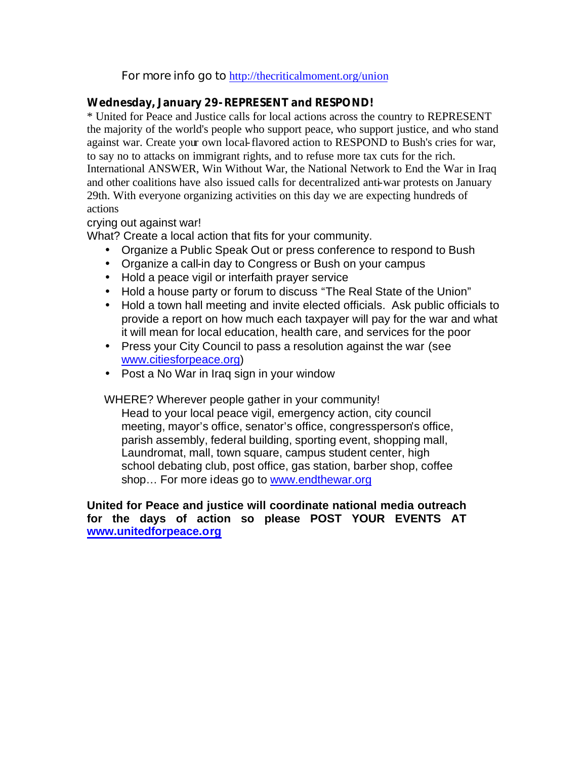For more info go to http://thecriticalmoment.org/union

**Wednesday, January 29- REPRESENT and RESPOND!**

* United for Peace and Justice calls for local actions across the country to REPRESENT the majority of the world's people who support peace, who support justice, and who stand against war. Create your own local-flavored action to RESPOND to Bush's cries for war, to say no to attacks on immigrant rights, and to refuse more tax cuts for the rich. International ANSWER, Win Without War, the National Network to End the War in Iraq and other coalitions have also issued calls for decentralized anti-war protests on January 29th. With everyone organizing activities on this day we are expecting hundreds of actions

crying out against war!

What? Create a local action that fits for your community.

- Organize a Public Speak Out or press conference to respond to Bush
- Organize a call-in day to Congress or Bush on your campus
- Hold a peace vigil or interfaith prayer service
- Hold a house party or forum to discuss "The Real State of the Union"
- Hold a town hall meeting and invite elected officials. Ask public officials to provide a report on how much each taxpayer will pay for the war and what it will mean for local education, health care, and services for the poor
- Press your City Council to pass a resolution against the war (see www.citiesforpeace.org)
- Post a No War in Iraq sign in your window

WHERE? Wherever people gather in your community!

Head to your local peace vigil, emergency action, city council meeting, mayor's office, senator's office, congressperson's office, parish assembly, federal building, sporting event, shopping mall, Laundromat, mall, town square, campus student center, high school debating club, post office, gas station, barber shop, coffee shop… For more ideas go to www.endthewar.org

**United for Peace and justice will coordinate national media outreach for the days of action so please POST YOUR EVENTS AT www.unitedforpeace.org**